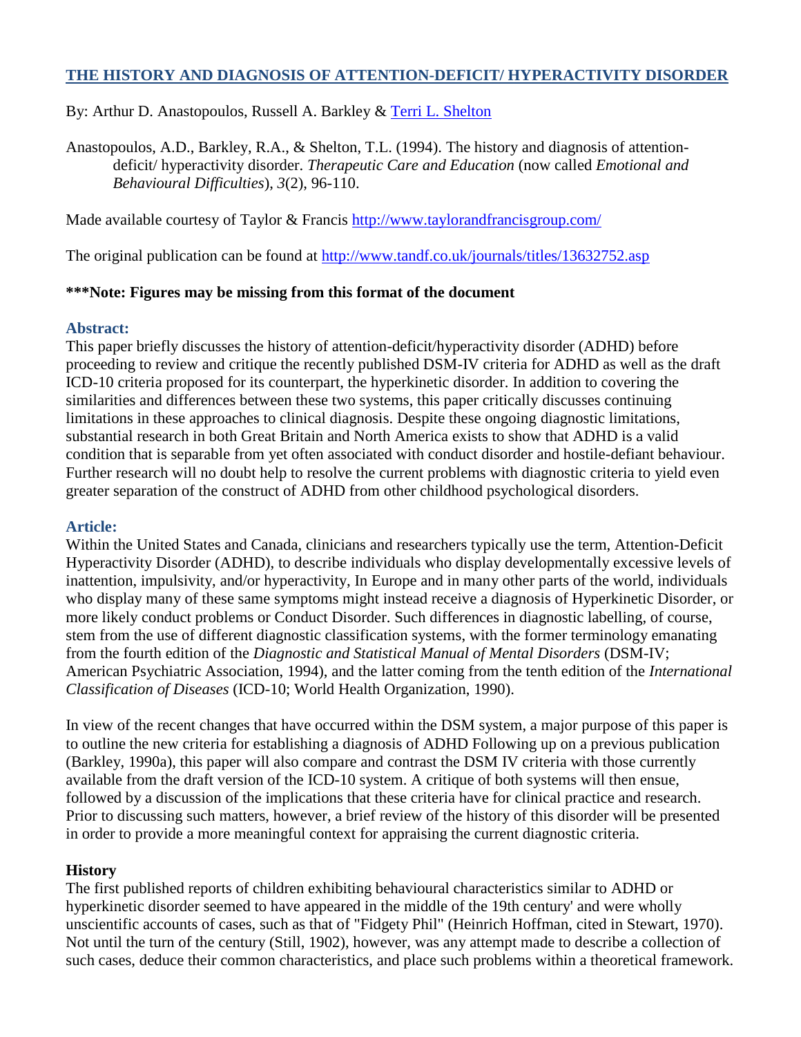# THE HISTORY AND DIAGNOSIS OF ATTENTION-DEFICIT/ HYPERACTIVITY DISORDER

By: Arthur D. Anastopoulos, Russell A. Barkley & Terri L. Shelton

Anastopoulos, A.D., Barkley, R.A., & Shelton, T.L. (1994). The history and diagnosis of attention-deficit/ hyperactivity disorder. *Therapeutic Care and Education* (now called *Emotional and Behavioural Difficulties*), *3*(2), 96-110.

Made available courtesy of Taylor & Francis http://www.taylorandfrancisgroup.com/

The original publication can be found at http://www.tandf.co.uk/journals/titles/13632752.asp

**\*\*\*Note: Figures may be missing from this format of the document**

## Abstract:

This paper briefly discusses the history of attention-deficit/hyperactivity disorder (ADHD) before proceeding to review and critique the recently published DSM-IV criteria for ADHD as well as the draft ICD-10 criteria proposed for its counterpart, the hyperkinetic disorder. In addition to covering the similarities and differences between these two systems, this paper critically discusses continuing limitations in these approaches to clinical diagnosis. Despite these ongoing diagnostic limitations, substantial research in both Great Britain and North America exists to show that ADHD is a valid condition that is separable from yet often associated with conduct disorder and hostile-defiant behaviour. Further research will no doubt help to resolve the current problems with diagnostic criteria to yield even greater separation of the construct of ADHD from other childhood psychological disorders.

## Article:

Within the United States and Canada, clinicians and researchers typically use the term, Attention-Deficit Hyperactivity Disorder (ADHD), to describe individuals who display developmentally excessive levels of inattention, impulsivity, and/or hyperactivity, In Europe and in many other parts of the world, individuals who display many of these same symptoms might instead receive a diagnosis of Hyperkinetic Disorder, or more likely conduct problems or Conduct Disorder. Such differences in diagnostic labelling, of course, stem from the use of different diagnostic classification systems, with the former terminology emanating from the fourth edition of the *Diagnostic and Statistical Manual of Mental Disorders* (DSM-IV; American Psychiatric Association, 1994), and the latter coming from the tenth edition of the *International Classification of Diseases* (ICD-10; World Health Organization, 1990).

In view of the recent changes that have occurred within the DSM system, a major purpose of this paper is to outline the new criteria for establishing a diagnosis of ADHD Following up on a previous publication (Barkley, 1990a), this paper will also compare and contrast the DSM IV criteria with those currently available from the draft version of the ICD-10 system. A critique of both systems will then ensue, followed by a discussion of the implications that these criteria have for clinical practice and research. Prior to discussing such matters, however, a brief review of the history of this disorder will be presented in order to provide a more meaningful context for appraising the current diagnostic criteria.

### History

The first published reports of children exhibiting behavioural characteristics similar to ADHD or hyperkinetic disorder seemed to have appeared in the middle of the 19th century' and were wholly unscientific accounts of cases, such as that of "Fidgety Phil" (Heinrich Hoffman, cited in Stewart, 1970). Not until the turn of the century (Still, 1902), however, was any attempt made to describe a collection of such cases, deduce their common characteristics, and place such problems within a theoretical framework.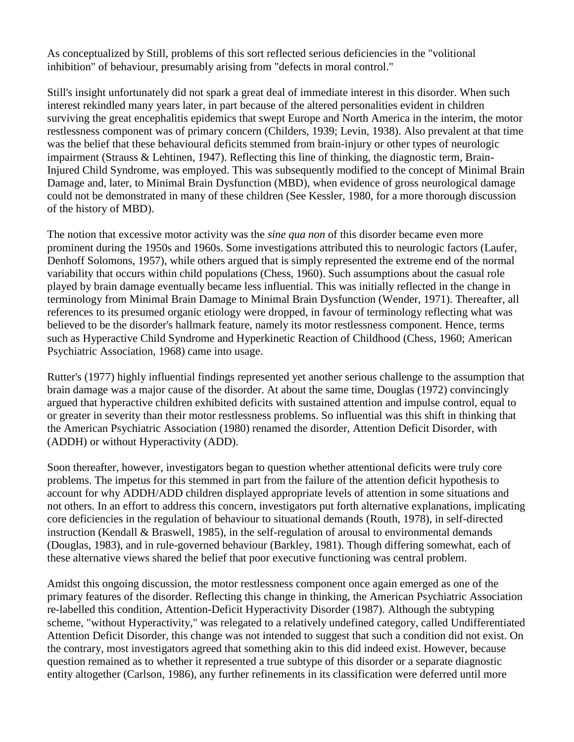As conceptualized by Still, problems of this sort reflected serious deficiencies in the "volitional inhibition" of behaviour, presumably arising from "defects in moral control."

Still's insight unfortunately did not spark a great deal of immediate interest in this disorder. When such interest rekindled many years later, in part because of the altered personalities evident in children surviving the great encephalitis epidemics that swept Europe and North America in the interim, the motor restlessness component was of primary concern (Childers, 1939; Levin, 1938). Also prevalent at that time was the belief that these behavioural deficits stemmed from brain-injury or other types of neurologic impairment (Strauss & Lehtinen, 1947). Reflecting this line of thinking, the diagnostic term, Brain-Injured Child Syndrome, was employed. This was subsequently modified to the concept of Minimal Brain Damage and, later, to Minimal Brain Dysfunction (MBD), when evidence of gross neurological damage could not be demonstrated in many of these children (See Kessler, 1980, for a more thorough discussion of the history of MBD).

The notion that excessive motor activity was the *sine qua non* of this disorder became even more prominent during the 1950s and 1960s. Some investigations attributed this to neurologic factors (Laufer, Denhoff Solomons, 1957), while others argued that is simply represented the extreme end of the normal variability that occurs within child populations (Chess, 1960). Such assumptions about the casual role played by brain damage eventually became less influential. This was initially reflected in the change in terminology from Minimal Brain Damage to Minimal Brain Dysfunction (Wender, 1971). Thereafter, all references to its presumed organic etiology were dropped, in favour of terminology reflecting what was believed to be the disorder's hallmark feature, namely its motor restlessness component. Hence, terms such as Hyperactive Child Syndrome and Hyperkinetic Reaction of Childhood (Chess, 1960; American Psychiatric Association, 1968) came into usage.

Rutter's (1977) highly influential findings represented yet another serious challenge to the assumption that brain damage was a major cause of the disorder. At about the same time, Douglas (1972) convincingly argued that hyperactive children exhibited deficits with sustained attention and impulse control, equal to or greater in severity than their motor restlessness problems. So influential was this shift in thinking that the American Psychiatric Association (1980) renamed the disorder, Attention Deficit Disorder, with (ADDH) or without Hyperactivity (ADD).

Soon thereafter, however, investigators began to question whether attentional deficits were truly core problems. The impetus for this stemmed in part from the failure of the attention deficit hypothesis to account for why ADDH/ADD children displayed appropriate levels of attention in some situations and not others. In an effort to address this concern, investigators put forth alternative explanations, implicating core deficiencies in the regulation of behaviour to situational demands (Routh, 1978), in self-directed instruction (Kendall & Braswell, 1985), in the self-regulation of arousal to environmental demands (Douglas, 1983), and in rule-governed behaviour (Barkley, 1981). Though differing somewhat, each of these alternative views shared the belief that poor executive functioning was central problem.

Amidst this ongoing discussion, the motor restlessness component once again emerged as one of the primary features of the disorder. Reflecting this change in thinking, the American Psychiatric Association re-labelled this condition, Attention-Deficit Hyperactivity Disorder (1987). Although the subtyping scheme, "without Hyperactivity," was relegated to a relatively undefined category, called Undifferentiated Attention Deficit Disorder, this change was not intended to suggest that such a condition did not exist. On the contrary, most investigators agreed that something akin to this did indeed exist. However, because question remained as to whether it represented a true subtype of this disorder or a separate diagnostic entity altogether (Carlson, 1986), any further refinements in its classification were deferred until more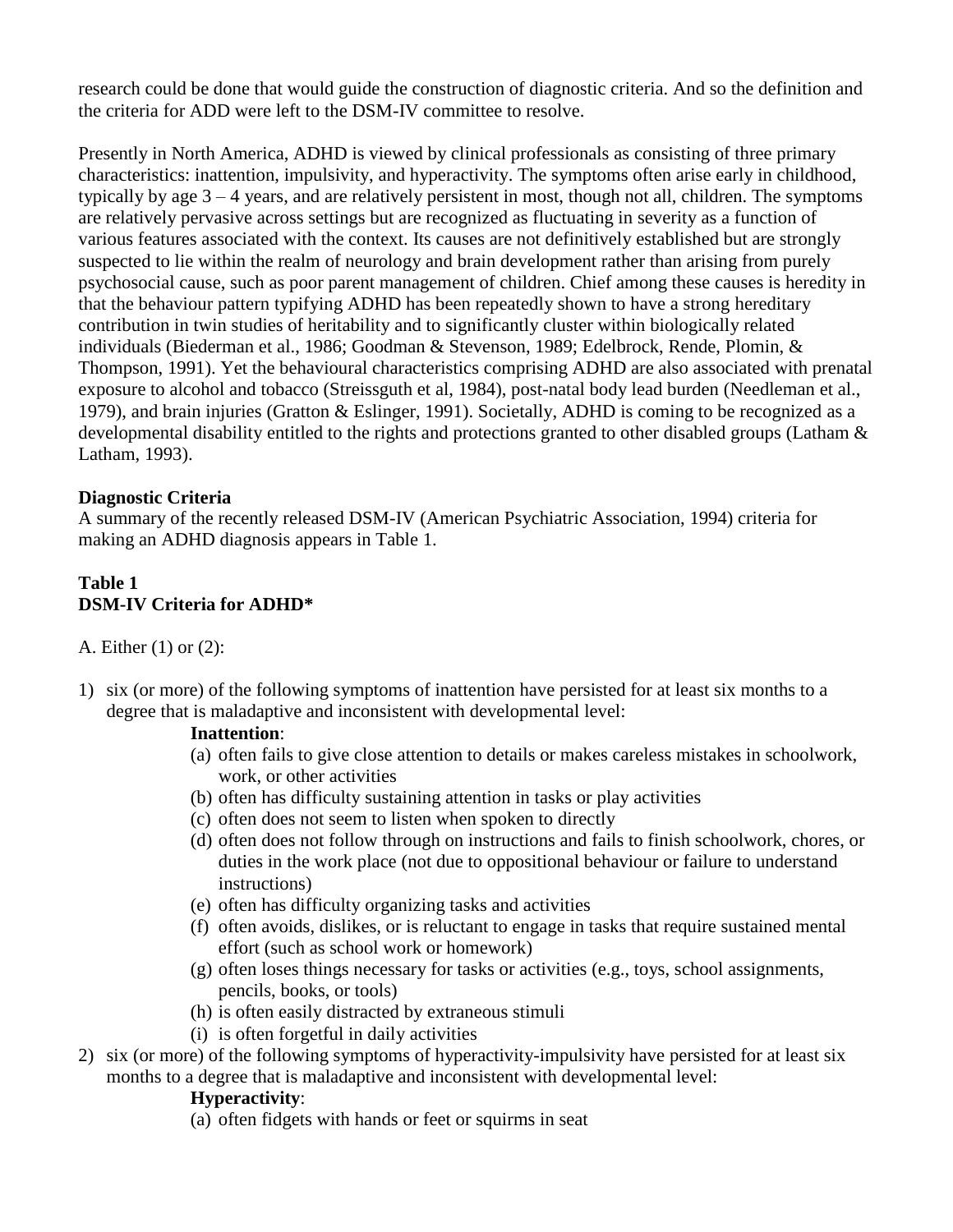research could be done that would guide the construction of diagnostic criteria. And so the definition and the criteria for ADD were left to the DSM-IV committee to resolve.

Presently in North America, ADHD is viewed by clinical professionals as consisting of three primary characteristics: inattention, impulsivity, and hyperactivity. The symptoms often arise early in childhood, typically by age 3 – 4 years, and are relatively persistent in most, though not all, children. The symptoms are relatively pervasive across settings but are recognized as fluctuating in severity as a function of various features associated with the context. Its causes are not definitively established but are strongly suspected to lie within the realm of neurology and brain development rather than arising from purely psychosocial cause, such as poor parent management of children. Chief among these causes is heredity in that the behaviour pattern typifying ADHD has been repeatedly shown to have a strong hereditary contribution in twin studies of heritability and to significantly cluster within biologically related individuals (Biederman et al., 1986; Goodman & Stevenson, 1989; Edelbrock, Rende, Plomin, & Thompson, 1991). Yet the behavioural characteristics comprising ADHD are also associated with prenatal exposure to alcohol and tobacco (Streissguth et al, 1984), post-natal body lead burden (Needleman et al., 1979), and brain injuries (Gratton & Eslinger, 1991). Societally, ADHD is coming to be recognized as a developmental disability entitled to the rights and protections granted to other disabled groups (Latham & Latham, 1993).

**Diagnostic Criteria**

A summary of the recently released DSM-IV (American Psychiatric Association, 1994) criteria for making an ADHD diagnosis appears in Table 1.

**Table 1**
**DSM-IV Criteria for ADHD***

A. Either (1) or (2):

1) six (or more) of the following symptoms of inattention have persisted for at least six months to a degree that is maladaptive and inconsistent with developmental level:

   **Inattention**:

   (a) often fails to give close attention to details or makes careless mistakes in schoolwork, work, or other activities
   (b) often has difficulty sustaining attention in tasks or play activities
   (c) often does not seem to listen when spoken to directly
   (d) often does not follow through on instructions and fails to finish schoolwork, chores, or duties in the work place (not due to oppositional behaviour or failure to understand instructions)
   (e) often has difficulty organizing tasks and activities
   (f) often avoids, dislikes, or is reluctant to engage in tasks that require sustained mental effort (such as school work or homework)
   (g) often loses things necessary for tasks or activities (e.g., toys, school assignments, pencils, books, or tools)
   (h) is often easily distracted by extraneous stimuli
   (i) is often forgetful in daily activities

2) six (or more) of the following symptoms of hyperactivity-impulsivity have persisted for at least six months to a degree that is maladaptive and inconsistent with developmental level:

   **Hyperactivity**:

   (a) often fidgets with hands or feet or squirms in seat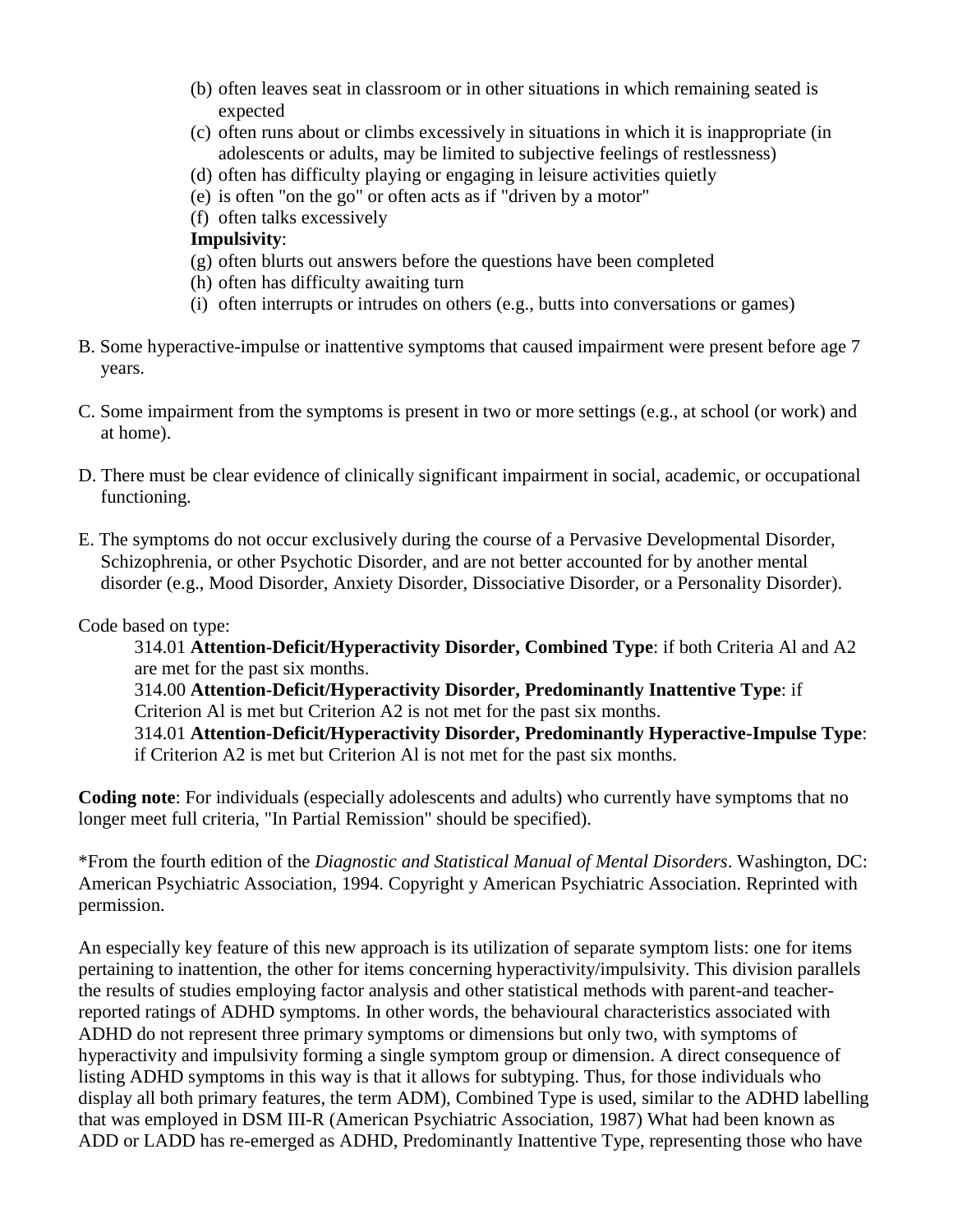(b) often leaves seat in classroom or in other situations in which remaining seated is expected
(c) often runs about or climbs excessively in situations in which it is inappropriate (in adolescents or adults, may be limited to subjective feelings of restlessness)
(d) often has difficulty playing or engaging in leisure activities quietly
(e) is often "on the go" or often acts as if "driven by a motor"
(f) often talks excessively

**Impulsivity**:

(g) often blurts out answers before the questions have been completed
(h) often has difficulty awaiting turn
(i) often interrupts or intrudes on others (e.g., butts into conversations or games)

B. Some hyperactive-impulse or inattentive symptoms that caused impairment were present before age 7 years.

C. Some impairment from the symptoms is present in two or more settings (e.g., at school (or work) and at home).

D. There must be clear evidence of clinically significant impairment in social, academic, or occupational functioning.

E. The symptoms do not occur exclusively during the course of a Pervasive Developmental Disorder, Schizophrenia, or other Psychotic Disorder, and are not better accounted for by another mental disorder (e.g., Mood Disorder, Anxiety Disorder, Dissociative Disorder, or a Personality Disorder).

Code based on type:

314.01 **Attention-Deficit/Hyperactivity Disorder, Combined Type**: if both Criteria Al and A2 are met for the past six months.

314.00 **Attention-Deficit/Hyperactivity Disorder, Predominantly Inattentive Type**: if Criterion Al is met but Criterion A2 is not met for the past six months.

314.01 **Attention-Deficit/Hyperactivity Disorder, Predominantly Hyperactive-Impulse Type**: if Criterion A2 is met but Criterion Al is not met for the past six months.

**Coding note**: For individuals (especially adolescents and adults) who currently have symptoms that no longer meet full criteria, "In Partial Remission" should be specified).

*From the fourth edition of the *Diagnostic and Statistical Manual of Mental Disorders*. Washington, DC: American Psychiatric Association, 1994. Copyright y American Psychiatric Association. Reprinted with permission.

An especially key feature of this new approach is its utilization of separate symptom lists: one for items pertaining to inattention, the other for items concerning hyperactivity/impulsivity. This division parallels the results of studies employing factor analysis and other statistical methods with parent-and teacher-reported ratings of ADHD symptoms. In other words, the behavioural characteristics associated with ADHD do not represent three primary symptoms or dimensions but only two, with symptoms of hyperactivity and impulsivity forming a single symptom group or dimension. A direct consequence of listing ADHD symptoms in this way is that it allows for subtyping. Thus, for those individuals who display all both primary features, the term ADM), Combined Type is used, similar to the ADHD labelling that was employed in DSM III-R (American Psychiatric Association, 1987) What had been known as ADD or LADD has re-emerged as ADHD, Predominantly Inattentive Type, representing those who have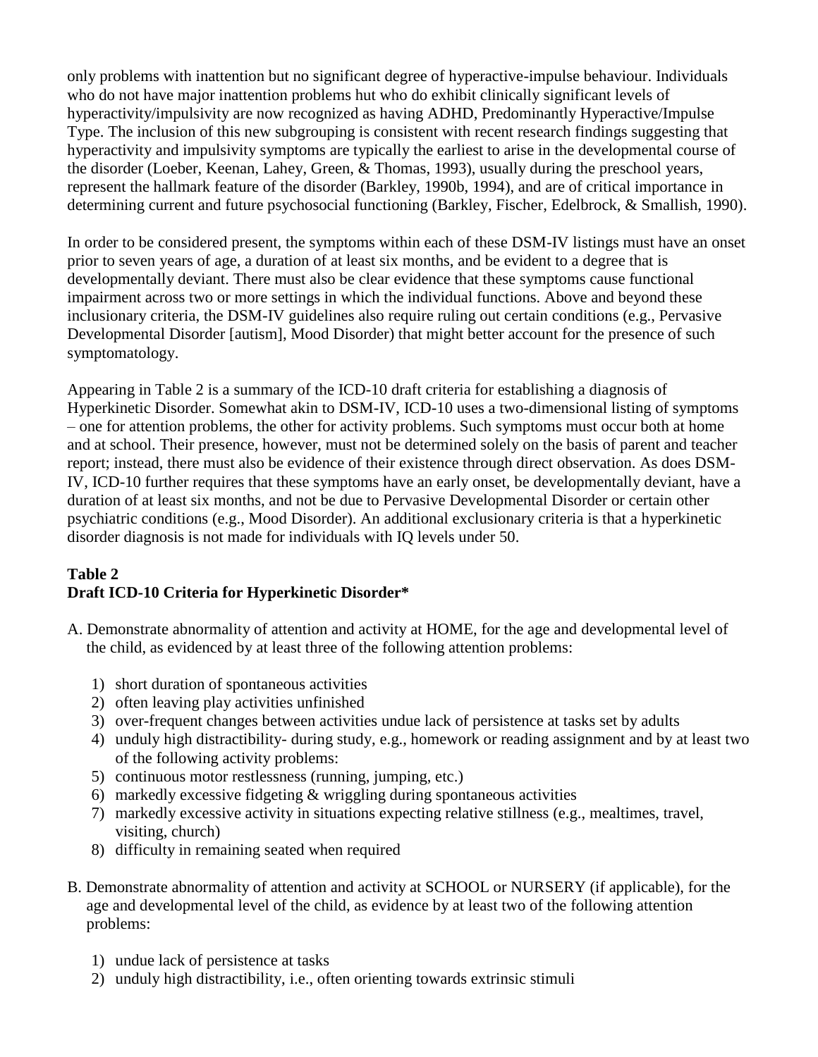only problems with inattention but no significant degree of hyperactive-impulse behaviour. Individuals who do not have major inattention problems hut who do exhibit clinically significant levels of hyperactivity/impulsivity are now recognized as having ADHD, Predominantly Hyperactive/Impulse Type. The inclusion of this new subgrouping is consistent with recent research findings suggesting that hyperactivity and impulsivity symptoms are typically the earliest to arise in the developmental course of the disorder (Loeber, Keenan, Lahey, Green, & Thomas, 1993), usually during the preschool years, represent the hallmark feature of the disorder (Barkley, 1990b, 1994), and are of critical importance in determining current and future psychosocial functioning (Barkley, Fischer, Edelbrock, & Smallish, 1990).

In order to be considered present, the symptoms within each of these DSM-IV listings must have an onset prior to seven years of age, a duration of at least six months, and be evident to a degree that is developmentally deviant. There must also be clear evidence that these symptoms cause functional impairment across two or more settings in which the individual functions. Above and beyond these inclusionary criteria, the DSM-IV guidelines also require ruling out certain conditions (e.g., Pervasive Developmental Disorder [autism], Mood Disorder) that might better account for the presence of such symptomatology.

Appearing in Table 2 is a summary of the ICD-10 draft criteria for establishing a diagnosis of Hyperkinetic Disorder. Somewhat akin to DSM-IV, ICD-10 uses a two-dimensional listing of symptoms – one for attention problems, the other for activity problems. Such symptoms must occur both at home and at school. Their presence, however, must not be determined solely on the basis of parent and teacher report; instead, there must also be evidence of their existence through direct observation. As does DSM-IV, ICD-10 further requires that these symptoms have an early onset, be developmentally deviant, have a duration of at least six months, and not be due to Pervasive Developmental Disorder or certain other psychiatric conditions (e.g., Mood Disorder). An additional exclusionary criteria is that a hyperkinetic disorder diagnosis is not made for individuals with IQ levels under 50.

**Table 2**
**Draft ICD-10 Criteria for Hyperkinetic Disorder***

A. Demonstrate abnormality of attention and activity at HOME, for the age and developmental level of the child, as evidenced by at least three of the following attention problems:

1) short duration of spontaneous activities
2) often leaving play activities unfinished
3) over-frequent changes between activities undue lack of persistence at tasks set by adults
4) unduly high distractibility- during study, e.g., homework or reading assignment and by at least two of the following activity problems:
5) continuous motor restlessness (running, jumping, etc.)
6) markedly excessive fidgeting & wriggling during spontaneous activities
7) markedly excessive activity in situations expecting relative stillness (e.g., mealtimes, travel, visiting, church)
8) difficulty in remaining seated when required

B. Demonstrate abnormality of attention and activity at SCHOOL or NURSERY (if applicable), for the age and developmental level of the child, as evidence by at least two of the following attention problems:

1) undue lack of persistence at tasks
2) unduly high distractibility, i.e., often orienting towards extrinsic stimuli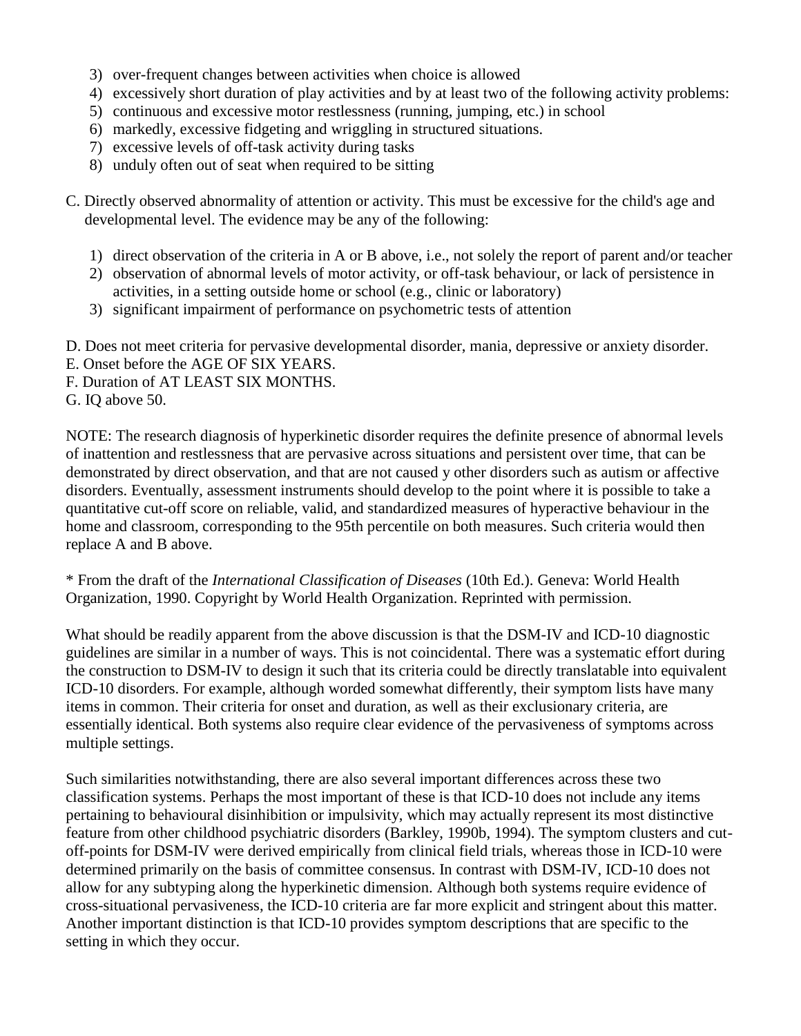3) over-frequent changes between activities when choice is allowed
4) excessively short duration of play activities and by at least two of the following activity problems:
5) continuous and excessive motor restlessness (running, jumping, etc.) in school
6) markedly, excessive fidgeting and wriggling in structured situations.
7) excessive levels of off-task activity during tasks
8) unduly often out of seat when required to be sitting

C. Directly observed abnormality of attention or activity. This must be excessive for the child's age and developmental level. The evidence may be any of the following:

1) direct observation of the criteria in A or B above, i.e., not solely the report of parent and/or teacher
2) observation of abnormal levels of motor activity, or off-task behaviour, or lack of persistence in activities, in a setting outside home or school (e.g., clinic or laboratory)
3) significant impairment of performance on psychometric tests of attention

D. Does not meet criteria for pervasive developmental disorder, mania, depressive or anxiety disorder.
E. Onset before the AGE OF SIX YEARS.
F. Duration of AT LEAST SIX MONTHS.
G. IQ above 50.

NOTE: The research diagnosis of hyperkinetic disorder requires the definite presence of abnormal levels of inattention and restlessness that are pervasive across situations and persistent over time, that can be demonstrated by direct observation, and that are not caused y other disorders such as autism or affective disorders. Eventually, assessment instruments should develop to the point where it is possible to take a quantitative cut-off score on reliable, valid, and standardized measures of hyperactive behaviour in the home and classroom, corresponding to the 95th percentile on both measures. Such criteria would then replace A and B above.

* From the draft of the *International Classification of Diseases* (10th Ed.). Geneva: World Health Organization, 1990. Copyright by World Health Organization. Reprinted with permission.

What should be readily apparent from the above discussion is that the DSM-IV and ICD-10 diagnostic guidelines are similar in a number of ways. This is not coincidental. There was a systematic effort during the construction to DSM-IV to design it such that its criteria could be directly translatable into equivalent ICD-10 disorders. For example, although worded somewhat differently, their symptom lists have many items in common. Their criteria for onset and duration, as well as their exclusionary criteria, are essentially identical. Both systems also require clear evidence of the pervasiveness of symptoms across multiple settings.

Such similarities notwithstanding, there are also several important differences across these two classification systems. Perhaps the most important of these is that ICD-10 does not include any items pertaining to behavioural disinhibition or impulsivity, which may actually represent its most distinctive feature from other childhood psychiatric disorders (Barkley, 1990b, 1994). The symptom clusters and cut-off-points for DSM-IV were derived empirically from clinical field trials, whereas those in ICD-10 were determined primarily on the basis of committee consensus. In contrast with DSM-IV, ICD-10 does not allow for any subtyping along the hyperkinetic dimension. Although both systems require evidence of cross-situational pervasiveness, the ICD-10 criteria are far more explicit and stringent about this matter. Another important distinction is that ICD-10 provides symptom descriptions that are specific to the setting in which they occur.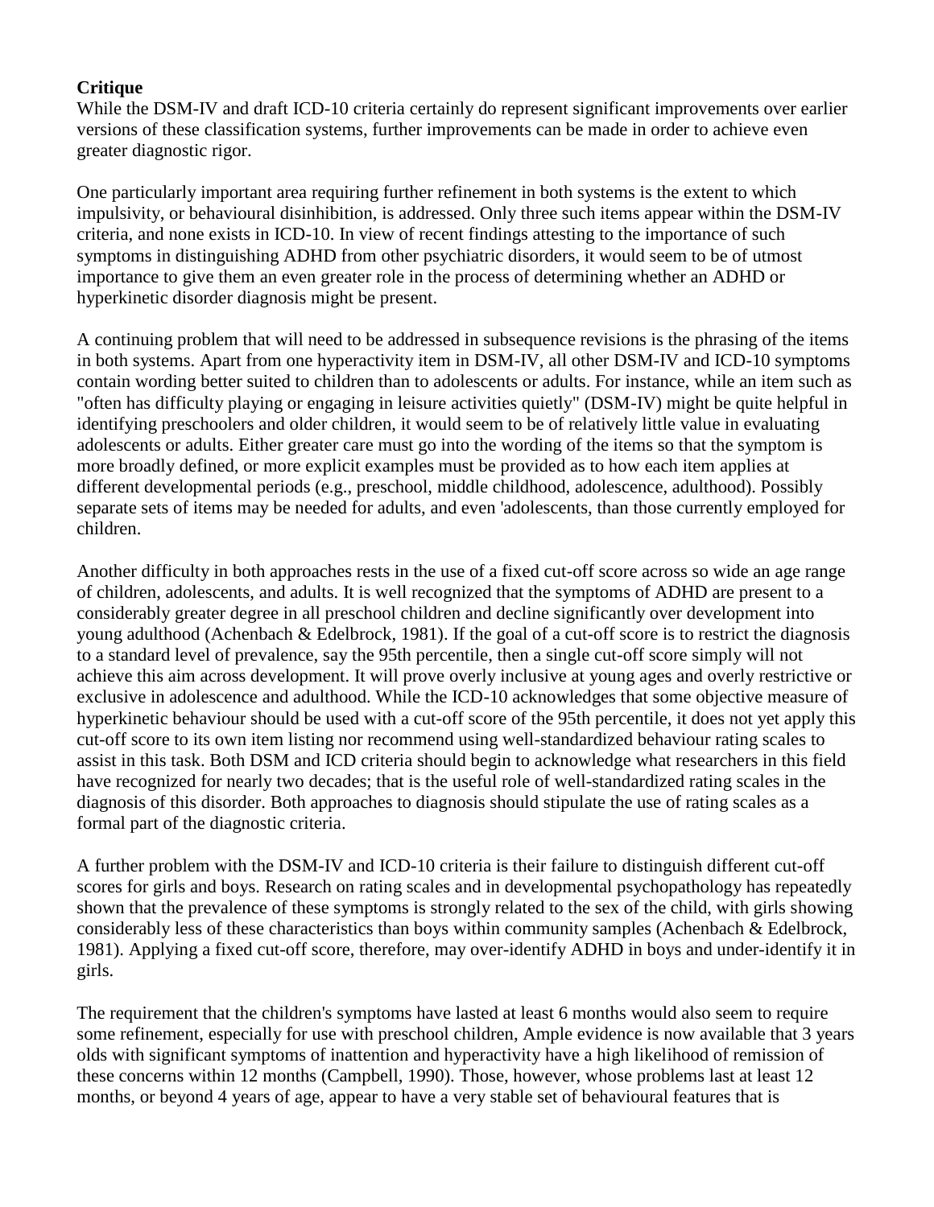**Critique**

While the DSM-IV and draft ICD-10 criteria certainly do represent significant improvements over earlier versions of these classification systems, further improvements can be made in order to achieve even greater diagnostic rigor.

One particularly important area requiring further refinement in both systems is the extent to which impulsivity, or behavioural disinhibition, is addressed. Only three such items appear within the DSM-IV criteria, and none exists in ICD-10. In view of recent findings attesting to the importance of such symptoms in distinguishing ADHD from other psychiatric disorders, it would seem to be of utmost importance to give them an even greater role in the process of determining whether an ADHD or hyperkinetic disorder diagnosis might be present.

A continuing problem that will need to be addressed in subsequence revisions is the phrasing of the items in both systems. Apart from one hyperactivity item in DSM-IV, all other DSM-IV and ICD-10 symptoms contain wording better suited to children than to adolescents or adults. For instance, while an item such as "often has difficulty playing or engaging in leisure activities quietly" (DSM-IV) might be quite helpful in identifying preschoolers and older children, it would seem to be of relatively little value in evaluating adolescents or adults. Either greater care must go into the wording of the items so that the symptom is more broadly defined, or more explicit examples must be provided as to how each item applies at different developmental periods (e.g., preschool, middle childhood, adolescence, adulthood). Possibly separate sets of items may be needed for adults, and even 'adolescents, than those currently employed for children.

Another difficulty in both approaches rests in the use of a fixed cut-off score across so wide an age range of children, adolescents, and adults. It is well recognized that the symptoms of ADHD are present to a considerably greater degree in all preschool children and decline significantly over development into young adulthood (Achenbach & Edelbrock, 1981). If the goal of a cut-off score is to restrict the diagnosis to a standard level of prevalence, say the 95th percentile, then a single cut-off score simply will not achieve this aim across development. It will prove overly inclusive at young ages and overly restrictive or exclusive in adolescence and adulthood. While the ICD-10 acknowledges that some objective measure of hyperkinetic behaviour should be used with a cut-off score of the 95th percentile, it does not yet apply this cut-off score to its own item listing nor recommend using well-standardized behaviour rating scales to assist in this task. Both DSM and ICD criteria should begin to acknowledge what researchers in this field have recognized for nearly two decades; that is the useful role of well-standardized rating scales in the diagnosis of this disorder. Both approaches to diagnosis should stipulate the use of rating scales as a formal part of the diagnostic criteria.

A further problem with the DSM-IV and ICD-10 criteria is their failure to distinguish different cut-off scores for girls and boys. Research on rating scales and in developmental psychopathology has repeatedly shown that the prevalence of these symptoms is strongly related to the sex of the child, with girls showing considerably less of these characteristics than boys within community samples (Achenbach & Edelbrock, 1981). Applying a fixed cut-off score, therefore, may over-identify ADHD in boys and under-identify it in girls.

The requirement that the children's symptoms have lasted at least 6 months would also seem to require some refinement, especially for use with preschool children, Ample evidence is now available that 3 years olds with significant symptoms of inattention and hyperactivity have a high likelihood of remission of these concerns within 12 months (Campbell, 1990). Those, however, whose problems last at least 12 months, or beyond 4 years of age, appear to have a very stable set of behavioural features that is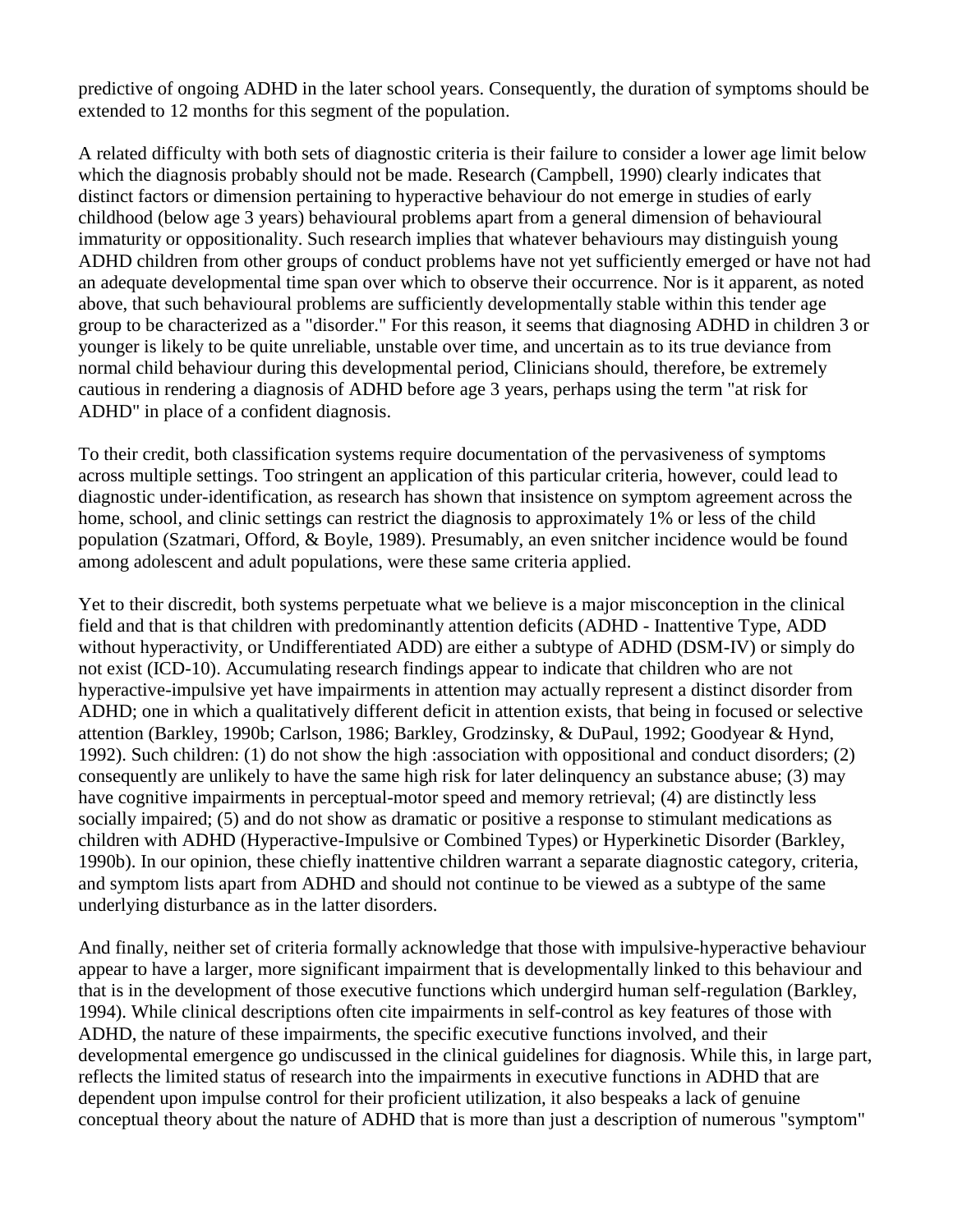predictive of ongoing ADHD in the later school years. Consequently, the duration of symptoms should be extended to 12 months for this segment of the population.

A related difficulty with both sets of diagnostic criteria is their failure to consider a lower age limit below which the diagnosis probably should not be made. Research (Campbell, 1990) clearly indicates that distinct factors or dimension pertaining to hyperactive behaviour do not emerge in studies of early childhood (below age 3 years) behavioural problems apart from a general dimension of behavioural immaturity or oppositionality. Such research implies that whatever behaviours may distinguish young ADHD children from other groups of conduct problems have not yet sufficiently emerged or have not had an adequate developmental time span over which to observe their occurrence. Nor is it apparent, as noted above, that such behavioural problems are sufficiently developmentally stable within this tender age group to be characterized as a "disorder." For this reason, it seems that diagnosing ADHD in children 3 or younger is likely to be quite unreliable, unstable over time, and uncertain as to its true deviance from normal child behaviour during this developmental period, Clinicians should, therefore, be extremely cautious in rendering a diagnosis of ADHD before age 3 years, perhaps using the term "at risk for ADHD" in place of a confident diagnosis.

To their credit, both classification systems require documentation of the pervasiveness of symptoms across multiple settings. Too stringent an application of this particular criteria, however, could lead to diagnostic under-identification, as research has shown that insistence on symptom agreement across the home, school, and clinic settings can restrict the diagnosis to approximately 1% or less of the child population (Szatmari, Offord, & Boyle, 1989). Presumably, an even snitcher incidence would be found among adolescent and adult populations, were these same criteria applied.

Yet to their discredit, both systems perpetuate what we believe is a major misconception in the clinical field and that is that children with predominantly attention deficits (ADHD - Inattentive Type, ADD without hyperactivity, or Undifferentiated ADD) are either a subtype of ADHD (DSM-IV) or simply do not exist (ICD-10). Accumulating research findings appear to indicate that children who are not hyperactive-impulsive yet have impairments in attention may actually represent a distinct disorder from ADHD; one in which a qualitatively different deficit in attention exists, that being in focused or selective attention (Barkley, 1990b; Carlson, 1986; Barkley, Grodzinsky, & DuPaul, 1992; Goodyear & Hynd, 1992). Such children: (1) do not show the high :association with oppositional and conduct disorders; (2) consequently are unlikely to have the same high risk for later delinquency an substance abuse; (3) may have cognitive impairments in perceptual-motor speed and memory retrieval; (4) are distinctly less socially impaired; (5) and do not show as dramatic or positive a response to stimulant medications as children with ADHD (Hyperactive-Impulsive or Combined Types) or Hyperkinetic Disorder (Barkley, 1990b). In our opinion, these chiefly inattentive children warrant a separate diagnostic category, criteria, and symptom lists apart from ADHD and should not continue to be viewed as a subtype of the same underlying disturbance as in the latter disorders.

And finally, neither set of criteria formally acknowledge that those with impulsive-hyperactive behaviour appear to have a larger, more significant impairment that is developmentally linked to this behaviour and that is in the development of those executive functions which undergird human self-regulation (Barkley, 1994). While clinical descriptions often cite impairments in self-control as key features of those with ADHD, the nature of these impairments, the specific executive functions involved, and their developmental emergence go undiscussed in the clinical guidelines for diagnosis. While this, in large part, reflects the limited status of research into the impairments in executive functions in ADHD that are dependent upon impulse control for their proficient utilization, it also bespeaks a lack of genuine conceptual theory about the nature of ADHD that is more than just a description of numerous "symptom"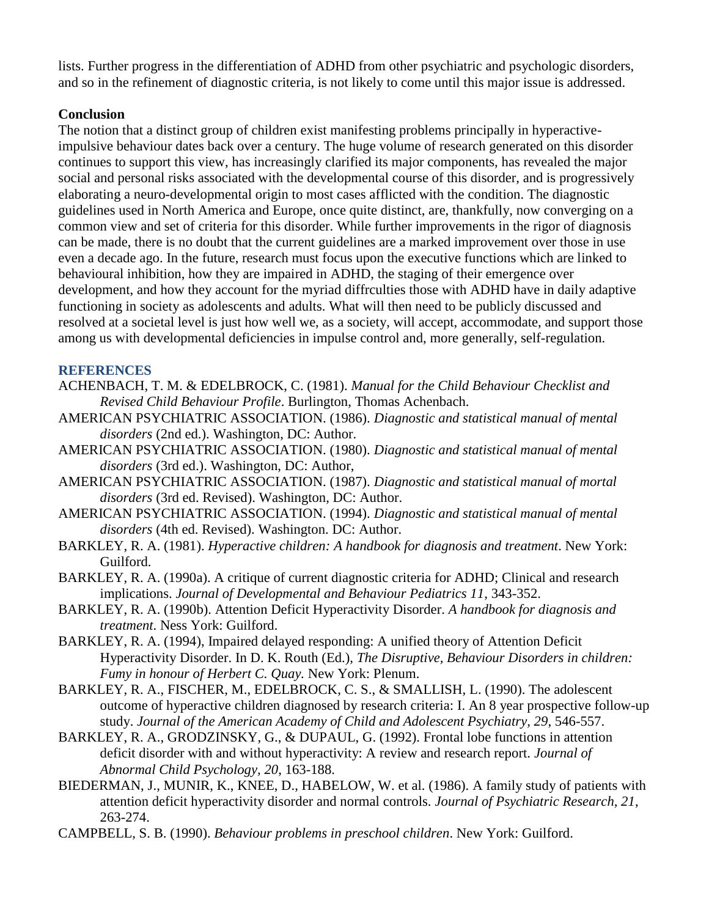lists. Further progress in the differentiation of ADHD from other psychiatric and psychologic disorders, and so in the refinement of diagnostic criteria, is not likely to come until this major issue is addressed.

**Conclusion**

The notion that a distinct group of children exist manifesting problems principally in hyperactive-impulsive behaviour dates back over a century. The huge volume of research generated on this disorder continues to support this view, has increasingly clarified its major components, has revealed the major social and personal risks associated with the developmental course of this disorder, and is progressively elaborating a neuro-developmental origin to most cases afflicted with the condition. The diagnostic guidelines used in North America and Europe, once quite distinct, are, thankfully, now converging on a common view and set of criteria for this disorder. While further improvements in the rigor of diagnosis can be made, there is no doubt that the current guidelines are a marked improvement over those in use even a decade ago. In the future, research must focus upon the executive functions which are linked to behavioural inhibition, how they are impaired in ADHD, the staging of their emergence over development, and how they account for the myriad diffrculties those with ADHD have in daily adaptive functioning in society as adolescents and adults. What will then need to be publicly discussed and resolved at a societal level is just how well we, as a society, will accept, accommodate, and support those among us with developmental deficiencies in impulse control and, more generally, self-regulation.

## REFERENCES

ACHENBACH, T. M. & EDELBROCK, C. (1981). *Manual for the Child Behaviour Checklist and Revised Child Behaviour Profile*. Burlington, Thomas Achenbach.

AMERICAN PSYCHIATRIC ASSOCIATION. (1986). *Diagnostic and statistical manual of mental disorders* (2nd ed.). Washington, DC: Author.

AMERICAN PSYCHIATRIC ASSOCIATION. (1980). *Diagnostic and statistical manual of mental disorders* (3rd ed.). Washington, DC: Author,

AMERICAN PSYCHIATRIC ASSOCIATION. (1987). *Diagnostic and statistical manual of mortal disorders* (3rd ed. Revised). Washington, DC: Author.

AMERICAN PSYCHIATRIC ASSOCIATION. (1994). *Diagnostic and statistical manual of mental disorders* (4th ed. Revised). Washington. DC: Author.

BARKLEY, R. A. (1981). *Hyperactive children: A handbook for diagnosis and treatment*. New York: Guilford.

BARKLEY, R. A. (1990a). A critique of current diagnostic criteria for ADHD; Clinical and research implications. *Journal of Developmental and Behaviour Pediatrics 11*, 343-352.

BARKLEY, R. A. (1990b). Attention Deficit Hyperactivity Disorder. *A handbook for diagnosis and treatment*. Ness York: Guilford.

BARKLEY, R. A. (1994), Impaired delayed responding: A unified theory of Attention Deficit Hyperactivity Disorder. In D. K. Routh (Ed.), *The Disruptive, Behaviour Disorders in children: Fumy in honour of Herbert C. Quay.* New York: Plenum.

BARKLEY, R. A., FISCHER, M., EDELBROCK, C. S., & SMALLISH, L. (1990). The adolescent outcome of hyperactive children diagnosed by research criteria: I. An 8 year prospective follow-up study. *Journal of the American Academy of Child and Adolescent Psychiatry, 29*, 546-557.

BARKLEY, R. A., GRODZINSKY, G., & DUPAUL, G. (1992). Frontal lobe functions in attention deficit disorder with and without hyperactivity: A review and research report. *Journal of Abnormal Child Psychology, 20*, 163-188.

BIEDERMAN, J., MUNIR, K., KNEE, D., HABELOW, W. et al. (1986). A family study of patients with attention deficit hyperactivity disorder and normal controls. *Journal of Psychiatric Research, 21*, 263-274.

CAMPBELL, S. B. (1990). *Behaviour problems in preschool children*. New York: Guilford.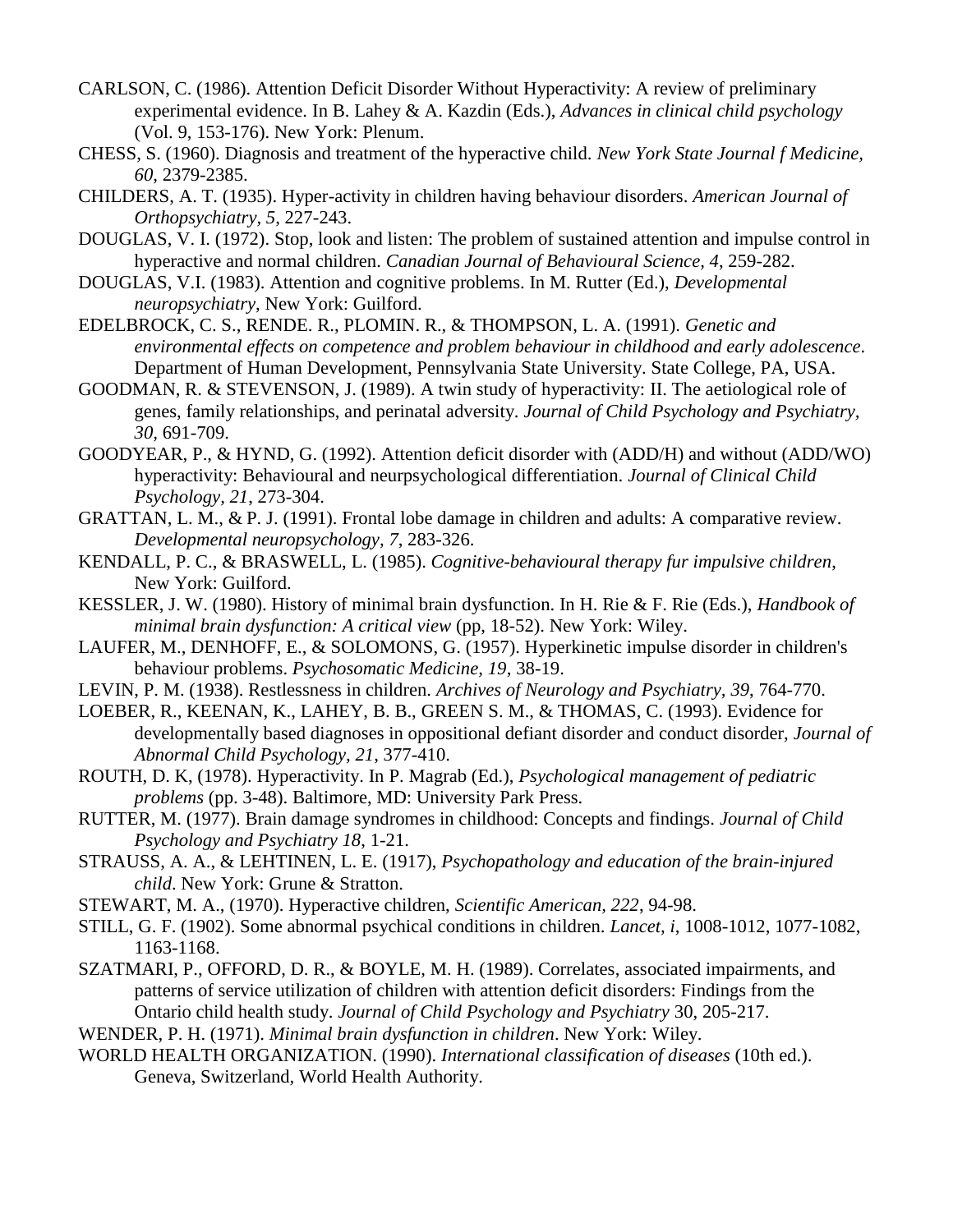CARLSON, C. (1986). Attention Deficit Disorder Without Hyperactivity: A review of preliminary experimental evidence. In B. Lahey & A. Kazdin (Eds.), *Advances in clinical child psychology* (Vol. 9, 153-176). New York: Plenum.

CHESS, S. (1960). Diagnosis and treatment of the hyperactive child. *New York State Journal f Medicine, 60*, 2379-2385.

CHILDERS, A. T. (1935). Hyper-activity in children having behaviour disorders. *American Journal of Orthopsychiatry, 5*, 227-243.

DOUGLAS, V. I. (1972). Stop, look and listen: The problem of sustained attention and impulse control in hyperactive and normal children. *Canadian Journal of Behavioural Science, 4*, 259-282.

DOUGLAS, V.I. (1983). Attention and cognitive problems. In M. Rutter (Ed.), *Developmental neuropsychiatry*, New York: Guilford.

EDELBROCK, C. S., RENDE. R., PLOMIN. R., & THOMPSON, L. A. (1991). *Genetic and environmental effects on competence and problem behaviour in childhood and early adolescence*. Department of Human Development, Pennsylvania State University. State College, PA, USA.

GOODMAN, R. & STEVENSON, J. (1989). A twin study of hyperactivity: II. The aetiological role of genes, family relationships, and perinatal adversity. *Journal of Child Psychology and Psychiatry, 30*, 691-709.

GOODYEAR, P., & HYND, G. (1992). Attention deficit disorder with (ADD/H) and without (ADD/WO) hyperactivity: Behavioural and neurpsychological differentiation. *Journal of Clinical Child Psychology, 21*, 273-304.

GRATTAN, L. M., & P. J. (1991). Frontal lobe damage in children and adults: A comparative review. *Developmental neuropsychology, 7*, 283-326.

KENDALL, P. C., & BRASWELL, L. (1985). *Cognitive-behavioural therapy fur impulsive children*, New York: Guilford.

KESSLER, J. W. (1980). History of minimal brain dysfunction. In H. Rie & F. Rie (Eds.), *Handbook of minimal brain dysfunction: A critical view* (pp, 18-52). New York: Wiley.

LAUFER, M., DENHOFF, E., & SOLOMONS, G. (1957). Hyperkinetic impulse disorder in children's behaviour problems. *Psychosomatic Medicine, 19*, 38-19.

LEVIN, P. M. (1938). Restlessness in children. *Archives of Neurology and Psychiatry, 39*, 764-770.

LOEBER, R., KEENAN, K., LAHEY, B. B., GREEN S. M., & THOMAS, C. (1993). Evidence for developmentally based diagnoses in oppositional defiant disorder and conduct disorder, *Journal of Abnormal Child Psychology, 21*, 377-410.

ROUTH, D. K, (1978). Hyperactivity. In P. Magrab (Ed.), *Psychological management of pediatric problems* (pp. 3-48). Baltimore, MD: University Park Press.

RUTTER, M. (1977). Brain damage syndromes in childhood: Concepts and findings. *Journal of Child Psychology and Psychiatry 18*, 1-21.

STRAUSS, A. A., & LEHTINEN, L. E. (1917), *Psychopathology and education of the brain-injured child*. New York: Grune & Stratton.

STEWART, M. A., (1970). Hyperactive children, *Scientific American, 222*, 94-98.

STILL, G. F. (1902). Some abnormal psychical conditions in children. *Lancet, i*, 1008-1012, 1077-1082, 1163-1168.

SZATMARI, P., OFFORD, D. R., & BOYLE, M. H. (1989). Correlates, associated impairments, and patterns of service utilization of children with attention deficit disorders: Findings from the Ontario child health study. *Journal of Child Psychology and Psychiatry* 30, 205-217.

WENDER, P. H. (1971). *Minimal brain dysfunction in children*. New York: Wiley.

WORLD HEALTH ORGANIZATION. (1990). *International classification of diseases* (10th ed.). Geneva, Switzerland, World Health Authority.